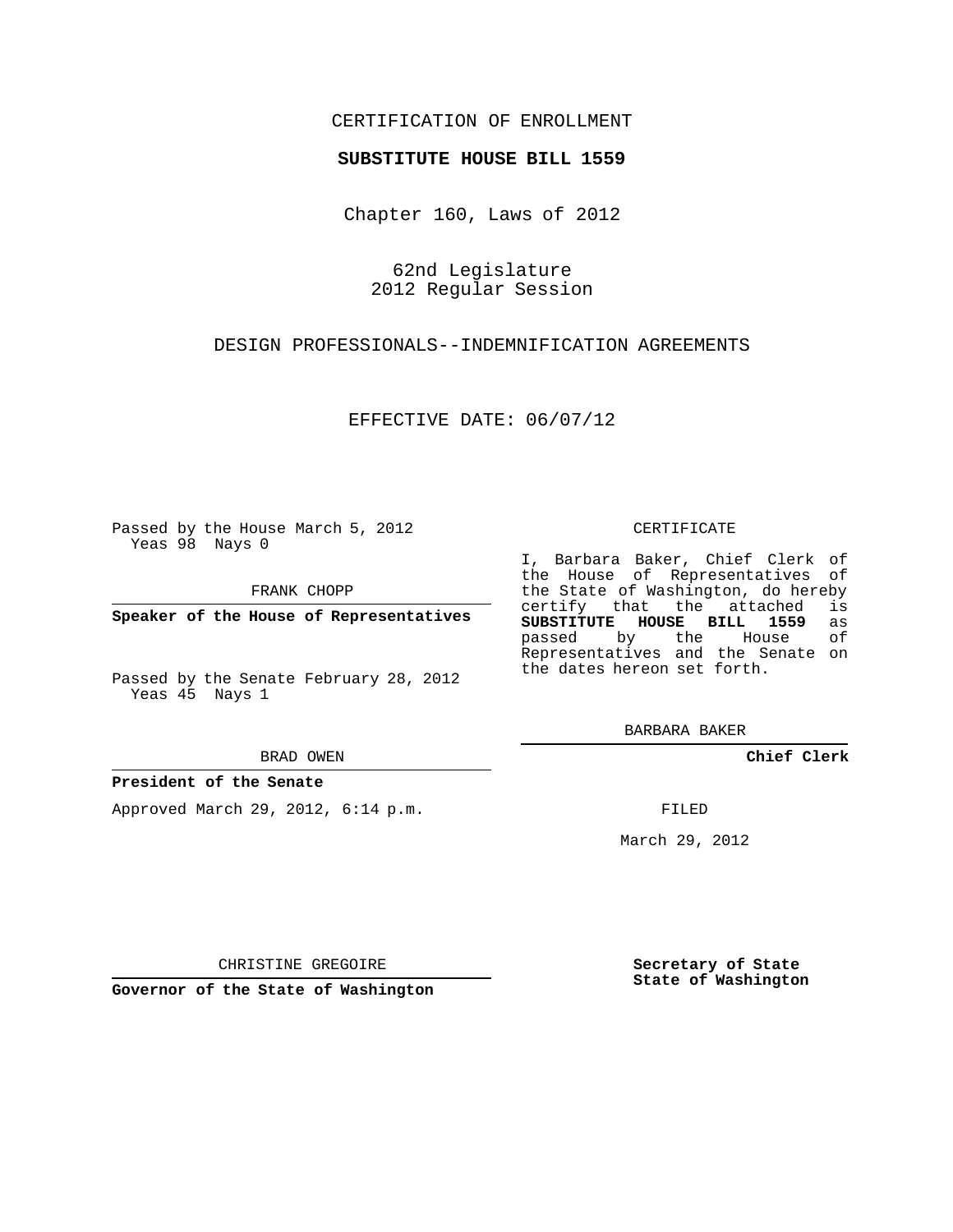CERTIFICATION OF ENROLLMENT

**SUBSTITUTE HOUSE BILL 1559**

Chapter 160, Laws of 2012

62nd Legislature
2012 Regular Session

DESIGN PROFESSIONALS--INDEMNIFICATION AGREEMENTS

EFFECTIVE DATE: 06/07/12

Passed by the House March 5, 2012
Yeas 98 Nays 0

FRANK CHOPP

**Speaker of the House of Representatives**

Passed by the Senate February 28, 2012
Yeas 45 Nays 1

BRAD OWEN

**President of the Senate**

Approved March 29, 2012, 6:14 p.m.

CHRISTINE GREGOIRE

**Governor of the State of Washington**

CERTIFICATE

I, Barbara Baker, Chief Clerk of the House of Representatives of the State of Washington, do hereby certify that the attached is **SUBSTITUTE HOUSE BILL 1559** as passed by the House of Representatives and the Senate on the dates hereon set forth.

BARBARA BAKER

**Chief Clerk**

FILED

March 29, 2012

**Secretary of State**
**State of Washington**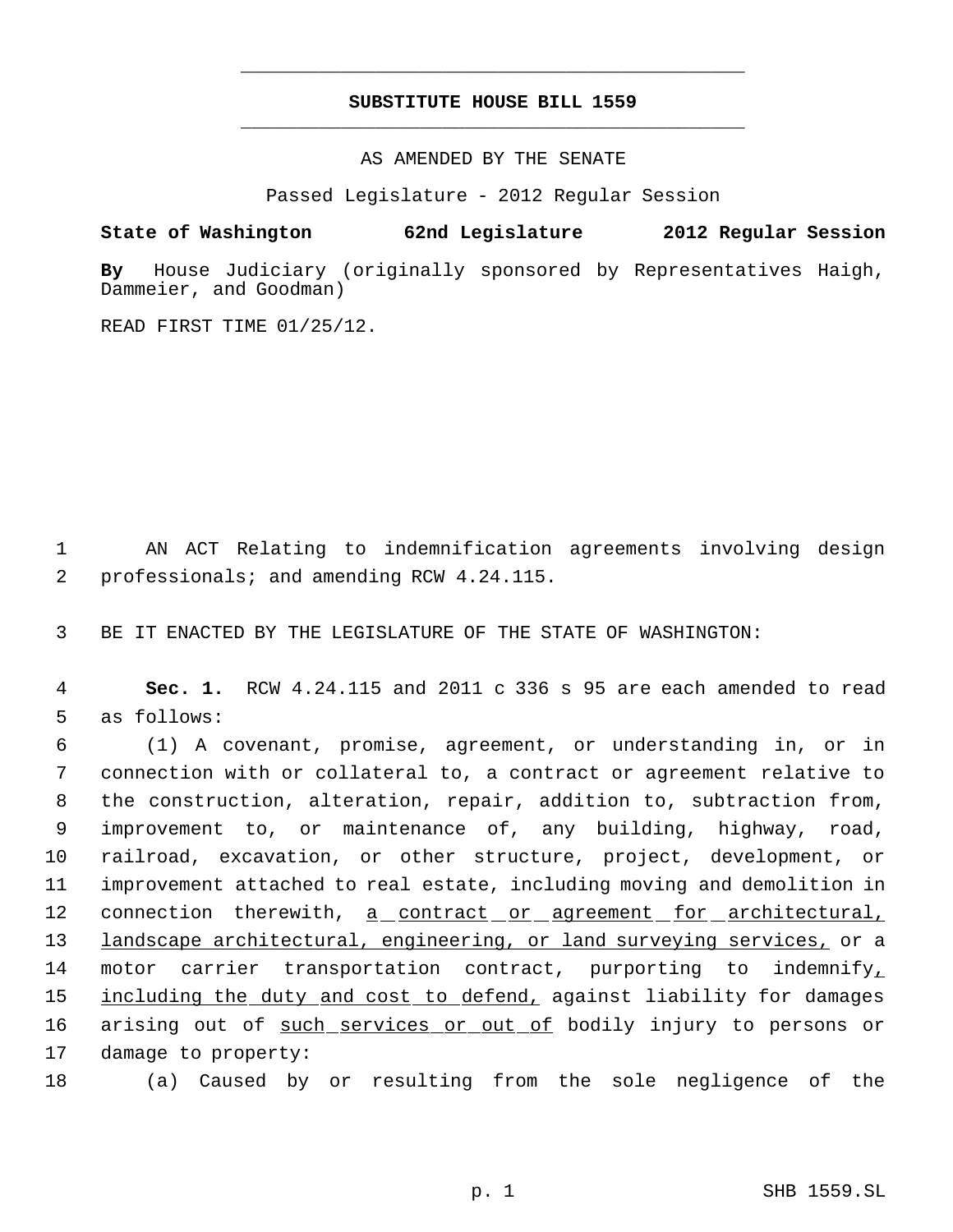# SUBSTITUTE HOUSE BILL 1559

AS AMENDED BY THE SENATE

Passed Legislature - 2012 Regular Session

**State of Washington 62nd Legislature 2012 Regular Session**

**By** House Judiciary (originally sponsored by Representatives Haigh, Dammeier, and Goodman)

READ FIRST TIME 01/25/12.

AN ACT Relating to indemnification agreements involving design professionals; and amending RCW 4.24.115.

BE IT ENACTED BY THE LEGISLATURE OF THE STATE OF WASHINGTON:

**Sec. 1.** RCW 4.24.115 and 2011 c 336 s 95 are each amended to read as follows:

(1) A covenant, promise, agreement, or understanding in, or in connection with or collateral to, a contract or agreement relative to the construction, alteration, repair, addition to, subtraction from, improvement to, or maintenance of, any building, highway, road, railroad, excavation, or other structure, project, development, or improvement attached to real estate, including moving and demolition in connection therewith, <u>a contract or agreement for architectural, landscape architectural, engineering, or land surveying services,</u> or a motor carrier transportation contract, purporting to indemnify<u>, including the duty and cost to defend,</u> against liability for damages arising out of <u>such services or out of</u> bodily injury to persons or damage to property:

(a) Caused by or resulting from the sole negligence of the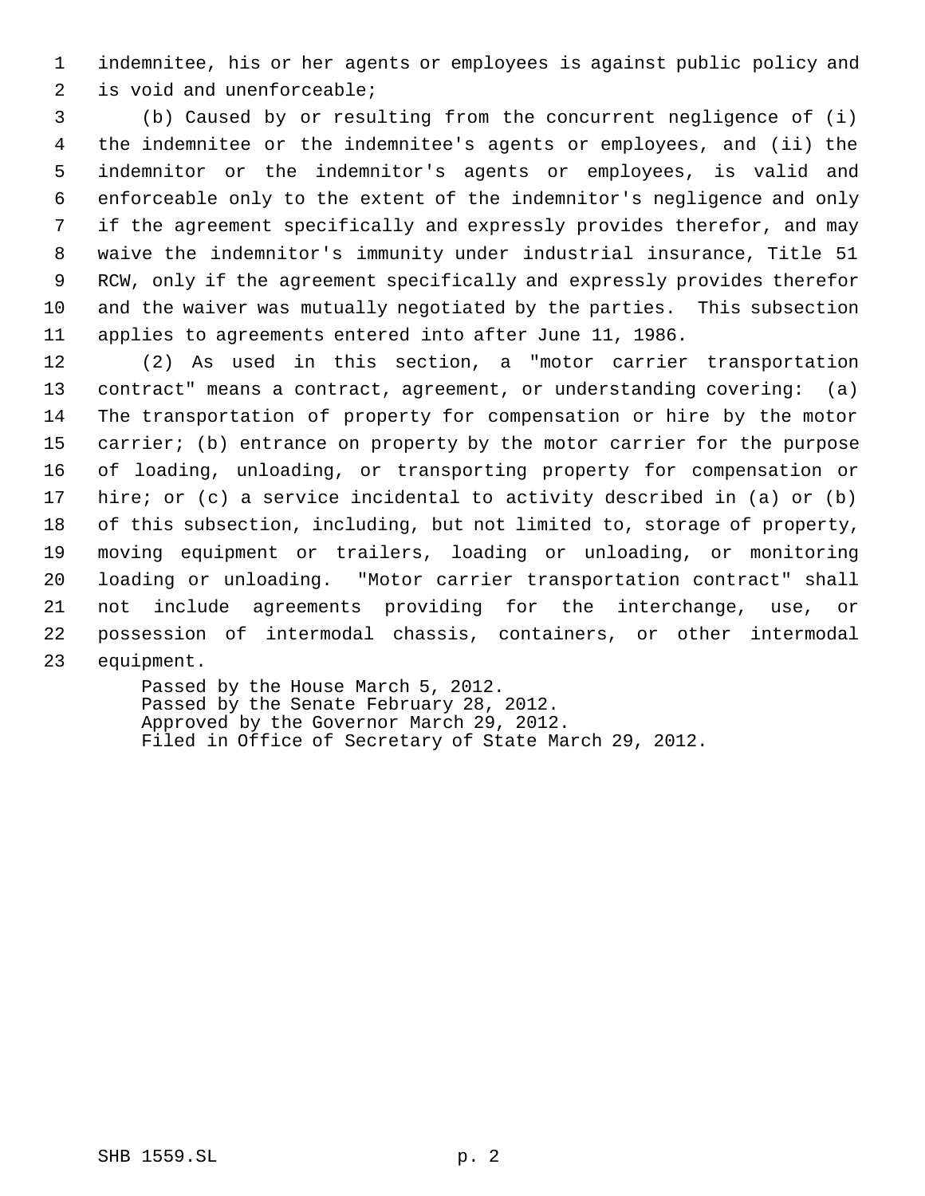indemnitee, his or her agents or employees is against public policy and is void and unenforceable;

(b) Caused by or resulting from the concurrent negligence of (i) the indemnitee or the indemnitee's agents or employees, and (ii) the indemnitor or the indemnitor's agents or employees, is valid and enforceable only to the extent of the indemnitor's negligence and only if the agreement specifically and expressly provides therefor, and may waive the indemnitor's immunity under industrial insurance, Title 51 RCW, only if the agreement specifically and expressly provides therefor and the waiver was mutually negotiated by the parties. This subsection applies to agreements entered into after June 11, 1986.

(2) As used in this section, a "motor carrier transportation contract" means a contract, agreement, or understanding covering: (a) The transportation of property for compensation or hire by the motor carrier; (b) entrance on property by the motor carrier for the purpose of loading, unloading, or transporting property for compensation or hire; or (c) a service incidental to activity described in (a) or (b) of this subsection, including, but not limited to, storage of property, moving equipment or trailers, loading or unloading, or monitoring loading or unloading. "Motor carrier transportation contract" shall not include agreements providing for the interchange, use, or possession of intermodal chassis, containers, or other intermodal equipment.

Passed by the House March 5, 2012.
Passed by the Senate February 28, 2012.
Approved by the Governor March 29, 2012.
Filed in Office of Secretary of State March 29, 2012.